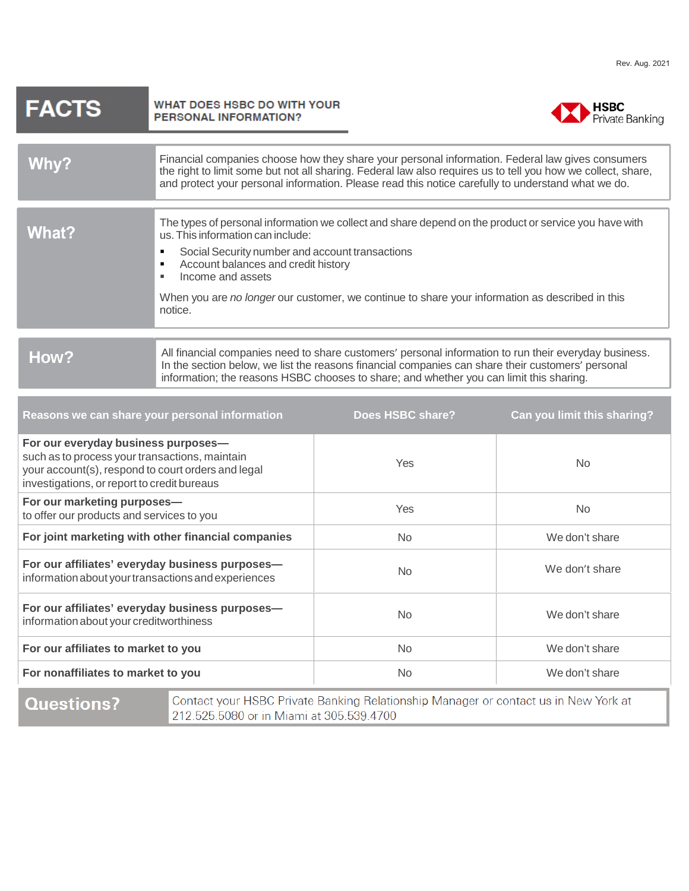Rev. Aug. 2021

# FACTS

## WHAT DOES HSBC DO WITH YOUR PERSONAL INFORMATION?

HSBC Private Banking

| | |
|---|---|
| **Why?** | Financial companies choose how they share your personal information. Federal law gives consumers the right to limit some but not all sharing. Federal law also requires us to tell you how we collect, share, and protect your personal information. Please read this notice carefully to understand what we do. |
| **What?** | The types of personal information we collect and share depend on the product or service you have with us. This information can include:<br>▪ Social Security number and account transactions<br>▪ Account balances and credit history<br>▪ Income and assets<br><br>When you are *no longer* our customer, we continue to share your information as described in this notice. |
| **How?** | All financial companies need to share customers' personal information to run their everyday business. In the section below, we list the reasons financial companies can share their customers' personal information; the reasons HSBC chooses to share; and whether you can limit this sharing. |

| Reasons we can share your personal information | Does HSBC share? | Can you limit this sharing? |
|---|---|---|
| **For our everyday business purposes—** such as to process your transactions, maintain your account(s), respond to court orders and legal investigations, or report to credit bureaus | Yes | No |
| **For our marketing purposes—** to offer our products and services to you | Yes | No |
| **For joint marketing with other financial companies** | No | We don't share |
| **For our affiliates' everyday business purposes—** information about your transactions and experiences | No | We don't share |
| **For our affiliates' everyday business purposes—** information about your creditworthiness | No | We don't share |
| **For our affiliates to market to you** | No | We don't share |
| **For nonaffiliates to market to you** | No | We don't share |

| | |
|---|---|
| **Questions?** | Contact your HSBC Private Banking Relationship Manager or contact us in New York at 212.525.5080 or in Miami at 305.539.4700 |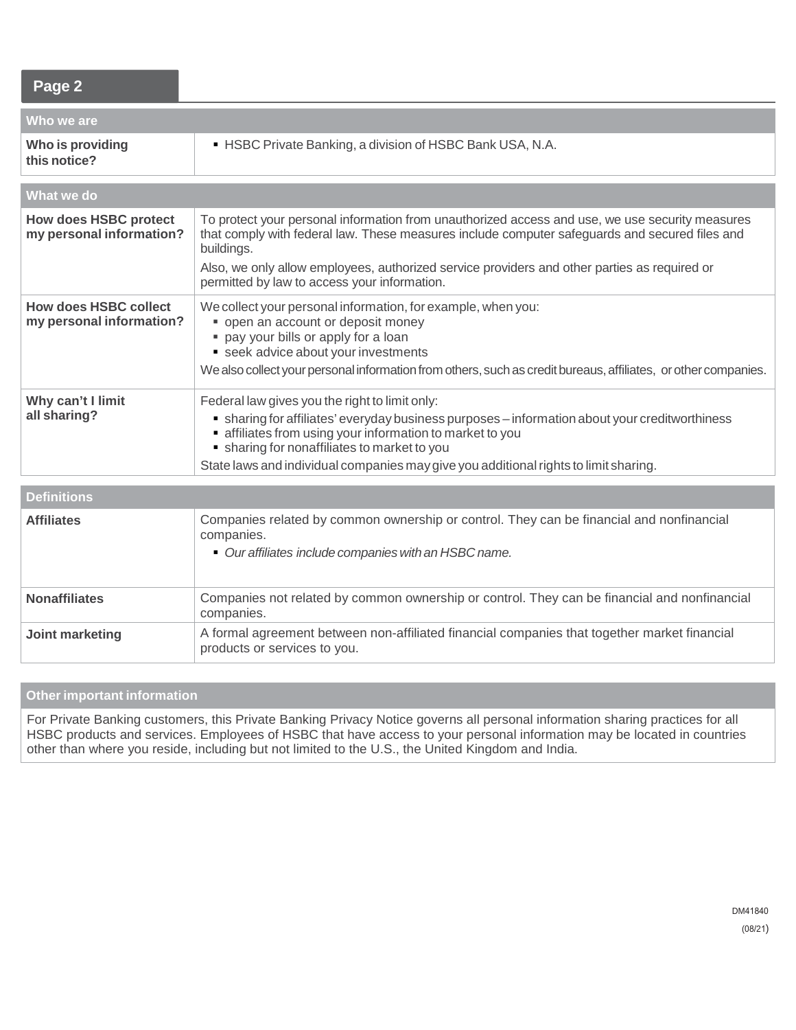## Page 2

| Who we are | |
|---|---|
| **Who is providing this notice?** | ▪ HSBC Private Banking, a division of HSBC Bank USA, N.A. |

| What we do | |
|---|---|
| **How does HSBC protect my personal information?** | To protect your personal information from unauthorized access and use, we use security measures that comply with federal law. These measures include computer safeguards and secured files and buildings.<br><br>Also, we only allow employees, authorized service providers and other parties as required or permitted by law to access your information. |
| **How does HSBC collect my personal information?** | We collect your personal information, for example, when you:<br>▪ open an account or deposit money<br>▪ pay your bills or apply for a loan<br>▪ seek advice about your investments<br><br>We also collect your personal information from others, such as credit bureaus, affiliates, or other companies. |
| **Why can't I limit all sharing?** | Federal law gives you the right to limit only:<br>▪ sharing for affiliates' everyday business purposes – information about your creditworthiness<br>▪ affiliates from using your information to market to you<br>▪ sharing for nonaffiliates to market to you<br><br>State laws and individual companies may give you additional rights to limit sharing. |

| Definitions | |
|---|---|
| **Affiliates** | Companies related by common ownership or control. They can be financial and nonfinancial companies.<br>▪ *Our affiliates include companies with an HSBC name.* |
| **Nonaffiliates** | Companies not related by common ownership or control. They can be financial and nonfinancial companies. |
| **Joint marketing** | A formal agreement between non-affiliated financial companies that together market financial products or services to you. |

| Other important information |
|---|
| For Private Banking customers, this Private Banking Privacy Notice governs all personal information sharing practices for all HSBC products and services. Employees of HSBC that have access to your personal information may be located in countries other than where you reside, including but not limited to the U.S., the United Kingdom and India. |

DM41840

(08/21)